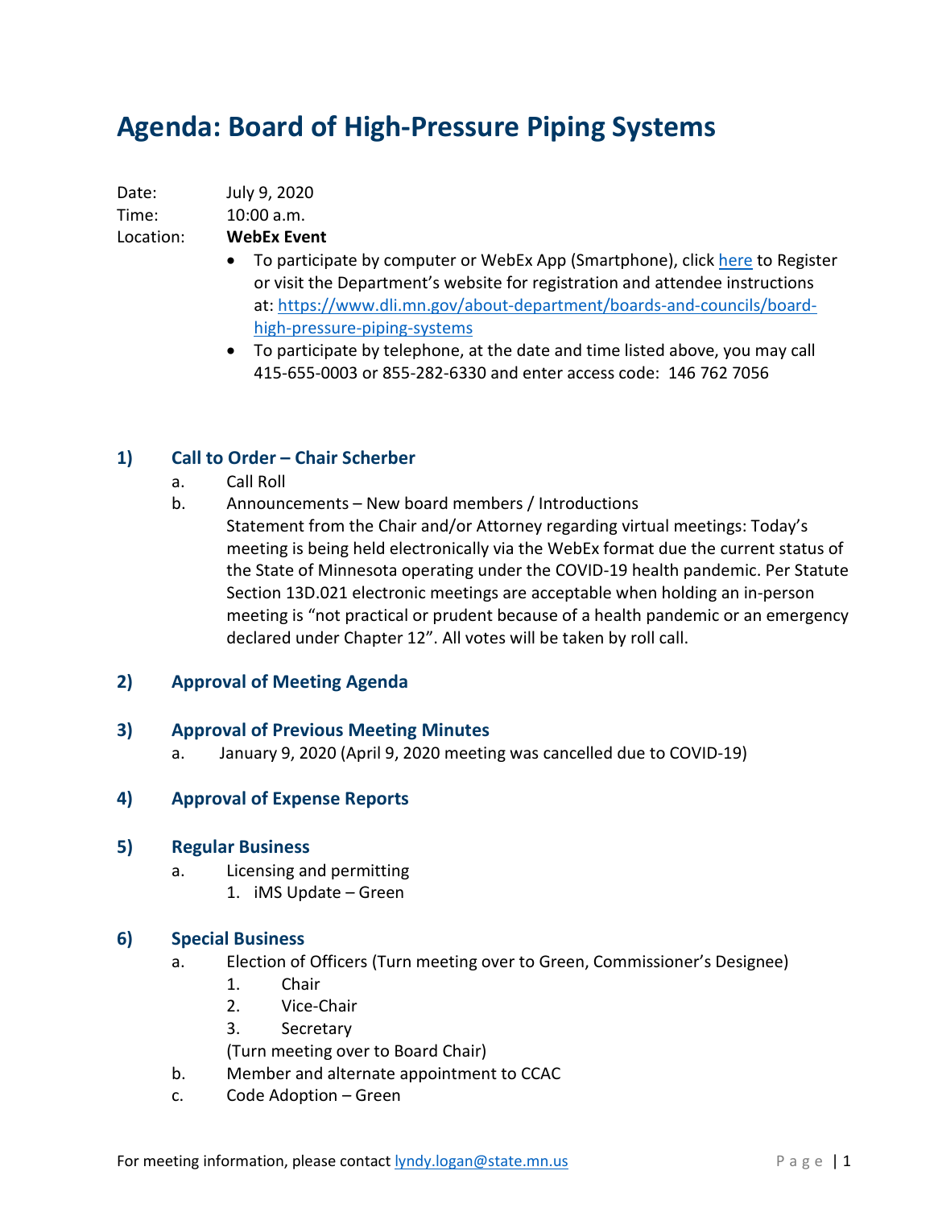# Agenda: Board of High-Pressure Piping Systems

Date: July 9, 2020

Time: 10:00 a.m.

Location: **WebEx Event**

- To participate by computer or WebEx App (Smartphone), click here to Register or visit the Department's website for registration and attendee instructions at: https://www.dli.mn.gov/about-department/boards-and-councils/board-high-pressure-piping-systems
- To participate by telephone, at the date and time listed above, you may call 415-655-0003 or 855-282-6330 and enter access code: 146 762 7056

## 1) Call to Order – Chair Scherber

a. Call Roll

b. Announcements – New board members / Introductions
Statement from the Chair and/or Attorney regarding virtual meetings: Today's meeting is being held electronically via the WebEx format due the current status of the State of Minnesota operating under the COVID-19 health pandemic. Per Statute Section 13D.021 electronic meetings are acceptable when holding an in-person meeting is "not practical or prudent because of a health pandemic or an emergency declared under Chapter 12". All votes will be taken by roll call.

## 2) Approval of Meeting Agenda

## 3) Approval of Previous Meeting Minutes

a. January 9, 2020 (April 9, 2020 meeting was cancelled due to COVID-19)

## 4) Approval of Expense Reports

## 5) Regular Business

a. Licensing and permitting
   1. iMS Update – Green

## 6) Special Business

a. Election of Officers (Turn meeting over to Green, Commissioner's Designee)
   1. Chair
   2. Vice-Chair
   3. Secretary

   (Turn meeting over to Board Chair)

b. Member and alternate appointment to CCAC

c. Code Adoption – Green

For meeting information, please contact lyndy.logan@state.mn.us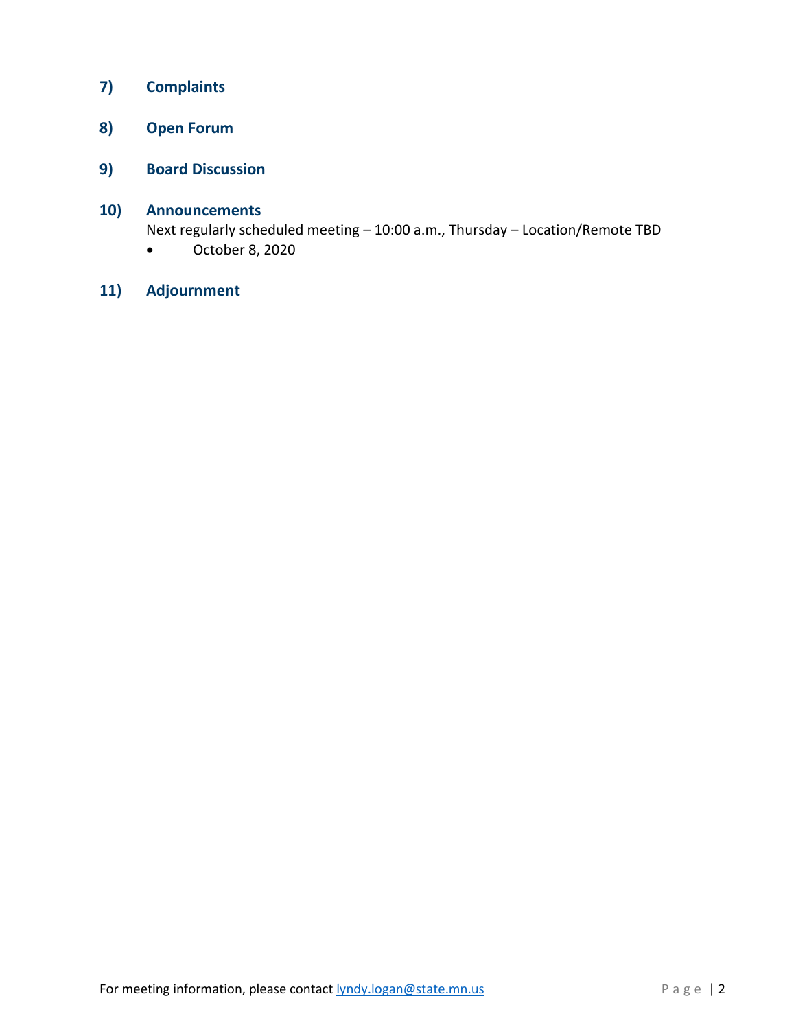## 7) Complaints

## 8) Open Forum

## 9) Board Discussion

## 10) Announcements

Next regularly scheduled meeting – 10:00 a.m., Thursday – Location/Remote TBD

- October 8, 2020

## 11) Adjournment

For meeting information, please contact lyndy.logan@state.mn.us